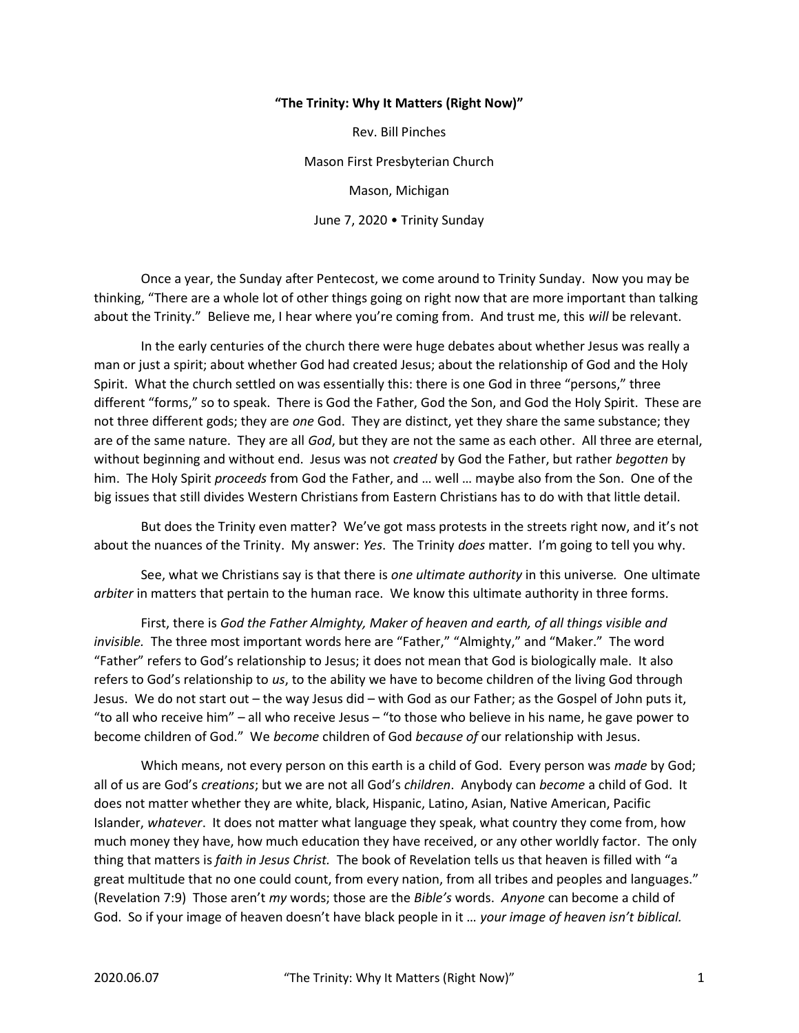**"The Trinity: Why It Matters (Right Now)"**

Rev. Bill Pinches

Mason First Presbyterian Church

Mason, Michigan

June 7, 2020 • Trinity Sunday

Once a year, the Sunday after Pentecost, we come around to Trinity Sunday. Now you may be thinking, "There are a whole lot of other things going on right now that are more important than talking about the Trinity." Believe me, I hear where you're coming from. And trust me, this *will* be relevant.

In the early centuries of the church there were huge debates about whether Jesus was really a man or just a spirit; about whether God had created Jesus; about the relationship of God and the Holy Spirit. What the church settled on was essentially this: there is one God in three "persons," three different "forms," so to speak. There is God the Father, God the Son, and God the Holy Spirit. These are not three different gods; they are *one* God. They are distinct, yet they share the same substance; they are of the same nature. They are all *God*, but they are not the same as each other. All three are eternal, without beginning and without end. Jesus was not *created* by God the Father, but rather *begotten* by him. The Holy Spirit *proceeds* from God the Father, and … well … maybe also from the Son. One of the big issues that still divides Western Christians from Eastern Christians has to do with that little detail.

But does the Trinity even matter? We've got mass protests in the streets right now, and it's not about the nuances of the Trinity. My answer: *Yes*. The Trinity *does* matter. I'm going to tell you why.

See, what we Christians say is that there is *one ultimate authority* in this universe*.* One ultimate *arbiter* in matters that pertain to the human race. We know this ultimate authority in three forms.

First, there is *God the Father Almighty, Maker of heaven and earth, of all things visible and invisible.* The three most important words here are "Father," "Almighty," and "Maker." The word "Father" refers to God's relationship to Jesus; it does not mean that God is biologically male. It also refers to God's relationship to *us*, to the ability we have to become children of the living God through Jesus. We do not start out – the way Jesus did – with God as our Father; as the Gospel of John puts it, "to all who receive him" – all who receive Jesus – "to those who believe in his name, he gave power to become children of God." We *become* children of God *because of* our relationship with Jesus.

Which means, not every person on this earth is a child of God. Every person was *made* by God; all of us are God's *creations*; but we are not all God's *children*. Anybody can *become* a child of God. It does not matter whether they are white, black, Hispanic, Latino, Asian, Native American, Pacific Islander, *whatever*. It does not matter what language they speak, what country they come from, how much money they have, how much education they have received, or any other worldly factor. The only thing that matters is *faith in Jesus Christ.* The book of Revelation tells us that heaven is filled with "a great multitude that no one could count, from every nation, from all tribes and peoples and languages." (Revelation 7:9) Those aren't *my* words; those are the *Bible's* words. *Anyone* can become a child of God. So if your image of heaven doesn't have black people in it … *your image of heaven isn't biblical.*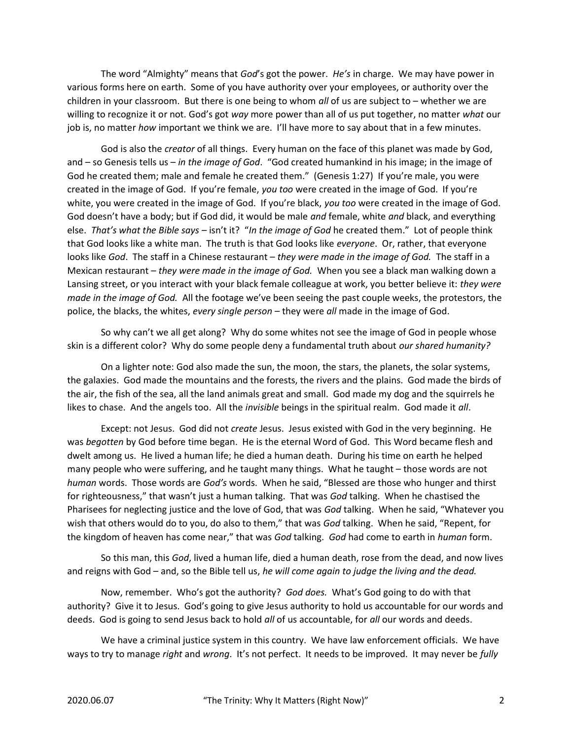The word "Almighty" means that *God*'s got the power. *He's* in charge. We may have power in various forms here on earth. Some of you have authority over your employees, or authority over the children in your classroom. But there is one being to whom *all* of us are subject to – whether we are willing to recognize it or not. God's got *way* more power than all of us put together, no matter *what* our job is, no matter *how* important we think we are. I'll have more to say about that in a few minutes.

God is also the *creator* of all things. Every human on the face of this planet was made by God, and – so Genesis tells us – *in the image of God*. "God created humankind in his image; in the image of God he created them; male and female he created them." (Genesis 1:27) If you're male, you were created in the image of God. If you're female, *you too* were created in the image of God. If you're white, you were created in the image of God. If you're black, *you too* were created in the image of God. God doesn't have a body; but if God did, it would be male *and* female, white *and* black, and everything else. *That's what the Bible says* – isn't it? "*In the image of God* he created them." Lot of people think that God looks like a white man. The truth is that God looks like *everyone*. Or, rather, that everyone looks like *God*. The staff in a Chinese restaurant – *they were made in the image of God.* The staff in a Mexican restaurant – *they were made in the image of God.* When you see a black man walking down a Lansing street, or you interact with your black female colleague at work, you better believe it: *they were made in the image of God.* All the footage we've been seeing the past couple weeks, the protestors, the police, the blacks, the whites, *every single person* – they were *all* made in the image of God.

So why can't we all get along? Why do some whites not see the image of God in people whose skin is a different color? Why do some people deny a fundamental truth about *our shared humanity?*

On a lighter note: God also made the sun, the moon, the stars, the planets, the solar systems, the galaxies. God made the mountains and the forests, the rivers and the plains. God made the birds of the air, the fish of the sea, all the land animals great and small. God made my dog and the squirrels he likes to chase. And the angels too. All the *invisible* beings in the spiritual realm. God made it *all*.

Except: not Jesus. God did not *create* Jesus. Jesus existed with God in the very beginning. He was *begotten* by God before time began. He is the eternal Word of God. This Word became flesh and dwelt among us. He lived a human life; he died a human death. During his time on earth he helped many people who were suffering, and he taught many things. What he taught – those words are not *human* words. Those words are *God's* words. When he said, "Blessed are those who hunger and thirst for righteousness," that wasn't just a human talking. That was *God* talking. When he chastised the Pharisees for neglecting justice and the love of God, that was *God* talking. When he said, "Whatever you wish that others would do to you, do also to them," that was *God* talking. When he said, "Repent, for the kingdom of heaven has come near," that was *God* talking. *God* had come to earth in *human* form.

So this man, this *God*, lived a human life, died a human death, rose from the dead, and now lives and reigns with God – and, so the Bible tell us, *he will come again to judge the living and the dead.*

Now, remember. Who's got the authority? *God does.* What's God going to do with that authority? Give it to Jesus. God's going to give Jesus authority to hold us accountable for our words and deeds. God is going to send Jesus back to hold *all* of us accountable, for *all* our words and deeds.

We have a criminal justice system in this country. We have law enforcement officials. We have ways to try to manage *right* and *wrong*. It's not perfect. It needs to be improved. It may never be *fully*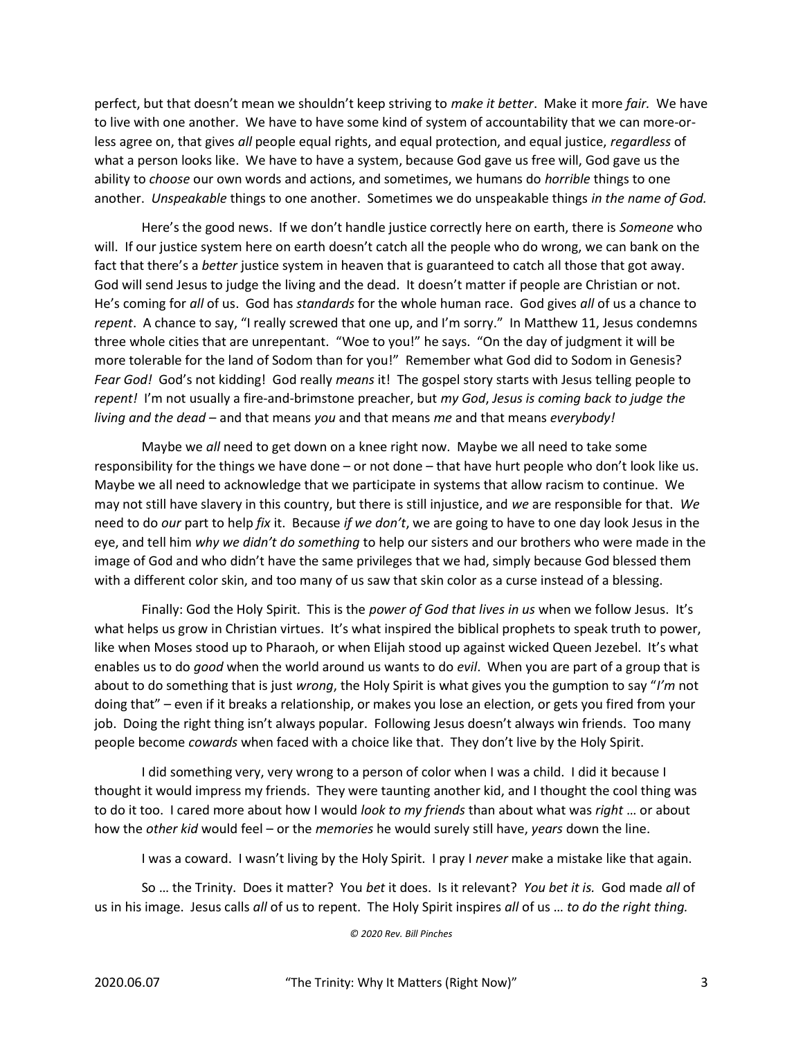perfect, but that doesn't mean we shouldn't keep striving to *make it better*. Make it more *fair.* We have to live with one another. We have to have some kind of system of accountability that we can more-or-less agree on, that gives *all* people equal rights, and equal protection, and equal justice, *regardless* of what a person looks like. We have to have a system, because God gave us free will, God gave us the ability to *choose* our own words and actions, and sometimes, we humans do *horrible* things to one another. *Unspeakable* things to one another. Sometimes we do unspeakable things *in the name of God.*

Here's the good news. If we don't handle justice correctly here on earth, there is *Someone* who will. If our justice system here on earth doesn't catch all the people who do wrong, we can bank on the fact that there's a *better* justice system in heaven that is guaranteed to catch all those that got away. God will send Jesus to judge the living and the dead. It doesn't matter if people are Christian or not. He's coming for *all* of us. God has *standards* for the whole human race. God gives *all* of us a chance to *repent*. A chance to say, "I really screwed that one up, and I'm sorry." In Matthew 11, Jesus condemns three whole cities that are unrepentant. "Woe to you!" he says. "On the day of judgment it will be more tolerable for the land of Sodom than for you!" Remember what God did to Sodom in Genesis? *Fear God!* God's not kidding! God really *means* it! The gospel story starts with Jesus telling people to *repent!* I'm not usually a fire-and-brimstone preacher, but *my God*, *Jesus is coming back to judge the living and the dead* – and that means *you* and that means *me* and that means *everybody!*

Maybe we *all* need to get down on a knee right now. Maybe we all need to take some responsibility for the things we have done – or not done – that have hurt people who don't look like us. Maybe we all need to acknowledge that we participate in systems that allow racism to continue. We may not still have slavery in this country, but there is still injustice, and *we* are responsible for that. *We* need to do *our* part to help *fix* it. Because *if we don't*, we are going to have to one day look Jesus in the eye, and tell him *why we didn't do something* to help our sisters and our brothers who were made in the image of God and who didn't have the same privileges that we had, simply because God blessed them with a different color skin, and too many of us saw that skin color as a curse instead of a blessing.

Finally: God the Holy Spirit. This is the *power of God that lives in us* when we follow Jesus. It's what helps us grow in Christian virtues. It's what inspired the biblical prophets to speak truth to power, like when Moses stood up to Pharaoh, or when Elijah stood up against wicked Queen Jezebel. It's what enables us to do *good* when the world around us wants to do *evil*. When you are part of a group that is about to do something that is just *wrong*, the Holy Spirit is what gives you the gumption to say "*I'm* not doing that" – even if it breaks a relationship, or makes you lose an election, or gets you fired from your job. Doing the right thing isn't always popular. Following Jesus doesn't always win friends. Too many people become *cowards* when faced with a choice like that. They don't live by the Holy Spirit.

I did something very, very wrong to a person of color when I was a child. I did it because I thought it would impress my friends. They were taunting another kid, and I thought the cool thing was to do it too. I cared more about how I would *look to my friends* than about what was *right* … or about how the *other kid* would feel – or the *memories* he would surely still have, *years* down the line.

I was a coward. I wasn't living by the Holy Spirit. I pray I *never* make a mistake like that again.

So … the Trinity. Does it matter? You *bet* it does. Is it relevant? *You bet it is.* God made *all* of us in his image. Jesus calls *all* of us to repent. The Holy Spirit inspires *all* of us … *to do the right thing.*

*© 2020 Rev. Bill Pinches*